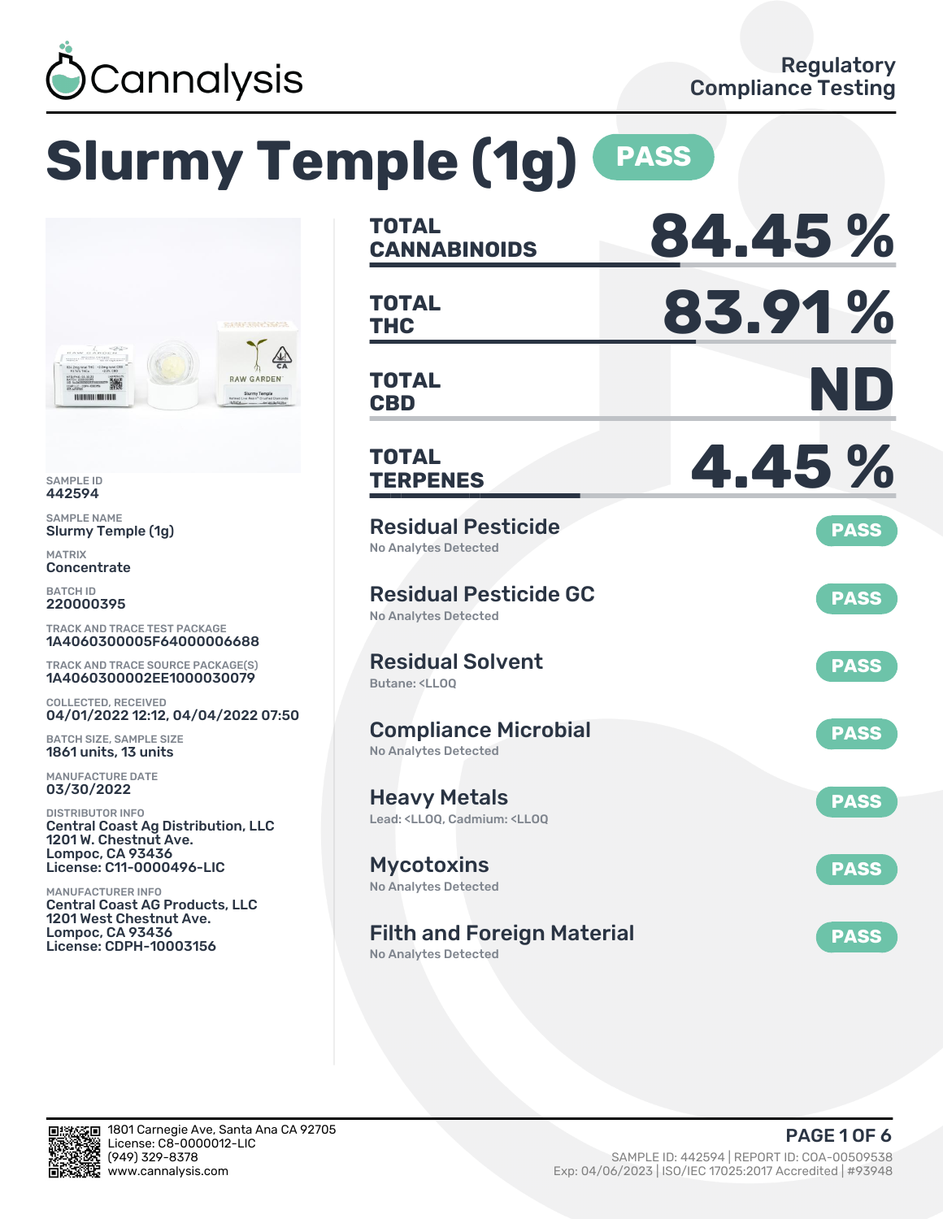Cannalysis

Regulatory Compliance Testing

# Slurmy Temple (1g) PASS

SAMPLE ID
442594

SAMPLE NAME
Slurmy Temple (1g)

MATRIX
Concentrate

BATCH ID
220000395

TRACK AND TRACE TEST PACKAGE
1A4060300005F64000006688

TRACK AND TRACE SOURCE PACKAGE(S)
1A4060300002EE1000030079

COLLECTED, RECEIVED
04/01/2022 12:12, 04/04/2022 07:50

BATCH SIZE, SAMPLE SIZE
1861 units, 13 units

MANUFACTURE DATE
03/30/2022

DISTRIBUTOR INFO
Central Coast Ag Distribution, LLC
1201 W. Chestnut Ave.
Lompoc, CA 93436
License: C11-0000496-LIC

MANUFACTURER INFO
Central Coast AG Products, LLC
1201 West Chestnut Ave.
Lompoc, CA 93436
License: CDPH-10003156

| | |
|---|---|
| **TOTAL CANNABINOIDS** | **84.45 %** |
| **TOTAL THC** | **83.91 %** |
| **TOTAL CBD** | **ND** |
| **TOTAL TERPENES** | **4.45 %** |

| Test | Result | Status |
|---|---|---|
| Residual Pesticide | No Analytes Detected | PASS |
| Residual Pesticide GC | No Analytes Detected | PASS |
| Residual Solvent | Butane: <LLOQ | PASS |
| Compliance Microbial | No Analytes Detected | PASS |
| Heavy Metals | Lead: <LLOQ, Cadmium: <LLOQ | PASS |
| Mycotoxins | No Analytes Detected | PASS |
| Filth and Foreign Material | No Analytes Detected | PASS |

1801 Carnegie Ave, Santa Ana CA 92705
License: C8-0000012-LIC
(949) 329-8378
www.cannalysis.com

SAMPLE ID: 442594 | REPORT ID: COA-00509538
Exp: 04/06/2023 | ISO/IEC 17025:2017 Accredited | #93948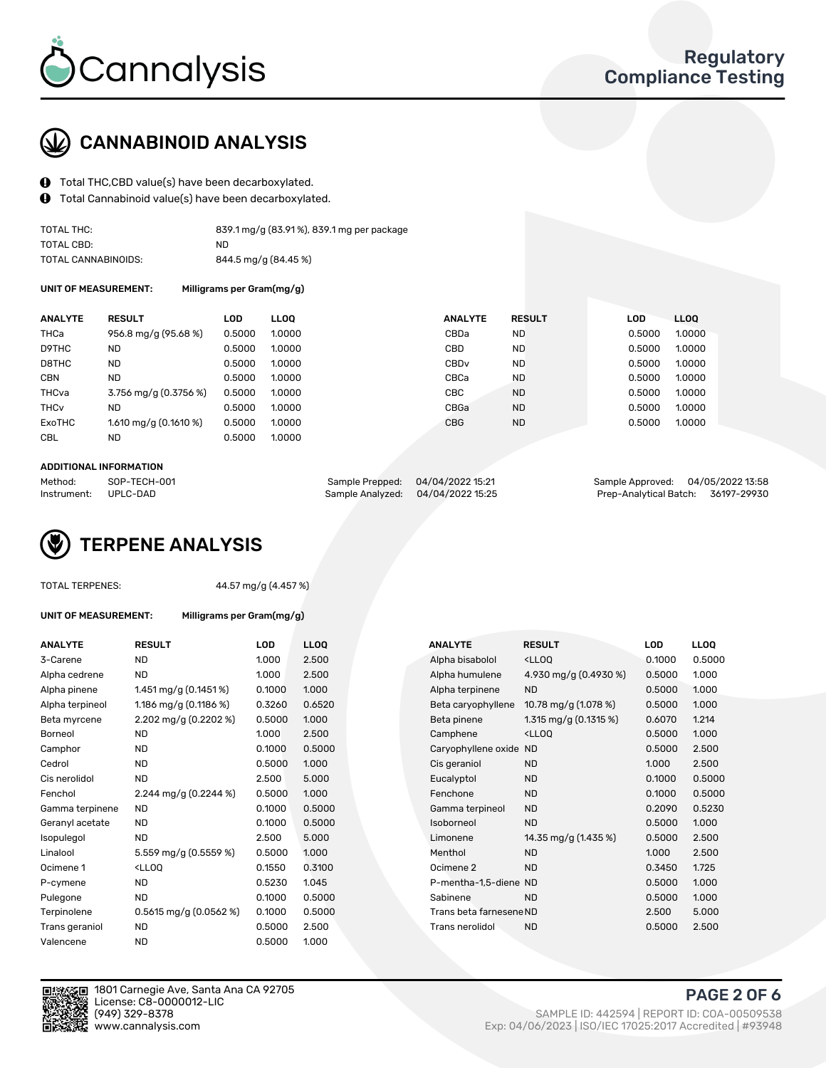Cannalysis

Regulatory Compliance Testing

## CANNABINOID ANALYSIS

- Total THC,CBD value(s) have been decarboxylated.
- Total Cannabinoid value(s) have been decarboxylated.

| | |
|---|---|
| TOTAL THC: | 839.1 mg/g (83.91 %), 839.1 mg per package |
| TOTAL CBD: | ND |
| TOTAL CANNABINOIDS: | 844.5 mg/g (84.45 %) |

**UNIT OF MEASUREMENT:** Milligrams per Gram(mg/g)

| ANALYTE | RESULT | LOD | LLOQ |
|---|---|---|---|
| THCa | 956.8 mg/g (95.68 %) | 0.5000 | 1.0000 |
| D9THC | ND | 0.5000 | 1.0000 |
| D8THC | ND | 0.5000 | 1.0000 |
| CBN | ND | 0.5000 | 1.0000 |
| THCva | 3.756 mg/g (0.3756 %) | 0.5000 | 1.0000 |
| THCv | ND | 0.5000 | 1.0000 |
| ExoTHC | 1.610 mg/g (0.1610 %) | 0.5000 | 1.0000 |
| CBL | ND | 0.5000 | 1.0000 |
| CBDa | ND | 0.5000 | 1.0000 |
| CBD | ND | 0.5000 | 1.0000 |
| CBDv | ND | 0.5000 | 1.0000 |
| CBCa | ND | 0.5000 | 1.0000 |
| CBC | ND | 0.5000 | 1.0000 |
| CBGa | ND | 0.5000 | 1.0000 |
| CBG | ND | 0.5000 | 1.0000 |

**ADDITIONAL INFORMATION**

| | | | | | |
|---|---|---|---|---|---|
| Method: | SOP-TECH-001 | Sample Prepped: | 04/04/2022 15:21 | Sample Approved: | 04/05/2022 13:58 |
| Instrument: | UPLC-DAD | Sample Analyzed: | 04/04/2022 15:25 | Prep-Analytical Batch: | 36197-29930 |

## TERPENE ANALYSIS

TOTAL TERPENES: 44.57 mg/g (4.457 %)

**UNIT OF MEASUREMENT:** Milligrams per Gram(mg/g)

| ANALYTE | RESULT | LOD | LLOQ |
|---|---|---|---|
| 3-Carene | ND | 1.000 | 2.500 |
| Alpha cedrene | ND | 1.000 | 2.500 |
| Alpha pinene | 1.451 mg/g (0.1451 %) | 0.1000 | 1.000 |
| Alpha terpineol | 1.186 mg/g (0.1186 %) | 0.3260 | 0.6520 |
| Beta myrcene | 2.202 mg/g (0.2202 %) | 0.5000 | 1.000 |
| Borneol | ND | 1.000 | 2.500 |
| Camphor | ND | 0.1000 | 0.5000 |
| Cedrol | ND | 0.5000 | 1.000 |
| Cis nerolidol | ND | 2.500 | 5.000 |
| Fenchol | 2.244 mg/g (0.2244 %) | 0.5000 | 1.000 |
| Gamma terpinene | ND | 0.1000 | 0.5000 |
| Geranyl acetate | ND | 0.1000 | 0.5000 |
| Isopulegol | ND | 2.500 | 5.000 |
| Linalool | 5.559 mg/g (0.5559 %) | 0.5000 | 1.000 |
| Ocimene 1 | <LLOQ | 0.1550 | 0.3100 |
| P-cymene | ND | 0.5230 | 1.045 |
| Pulegone | ND | 0.1000 | 0.5000 |
| Terpinolene | 0.5615 mg/g (0.0562 %) | 0.1000 | 0.5000 |
| Trans geraniol | ND | 0.5000 | 2.500 |
| Valencene | ND | 0.5000 | 1.000 |
| Alpha bisabolol | <LLOQ | 0.1000 | 0.5000 |
| Alpha humulene | 4.930 mg/g (0.4930 %) | 0.5000 | 1.000 |
| Alpha terpinene | ND | 0.5000 | 1.000 |
| Beta caryophyllene | 10.78 mg/g (1.078 %) | 0.5000 | 1.000 |
| Beta pinene | 1.315 mg/g (0.1315 %) | 0.6070 | 1.214 |
| Camphene | <LLOQ | 0.5000 | 1.000 |
| Caryophyllene oxide | ND | 0.5000 | 2.500 |
| Cis geraniol | ND | 1.000 | 2.500 |
| Eucalyptol | ND | 0.1000 | 0.5000 |
| Fenchone | ND | 0.1000 | 0.5000 |
| Gamma terpineol | ND | 0.2090 | 0.5230 |
| Isoborneol | ND | 0.5000 | 1.000 |
| Limonene | 14.35 mg/g (1.435 %) | 0.5000 | 2.500 |
| Menthol | ND | 1.000 | 2.500 |
| Ocimene 2 | ND | 0.3450 | 1.725 |
| P-mentha-1,5-diene | ND | 0.5000 | 1.000 |
| Sabinene | ND | 0.5000 | 1.000 |
| Trans beta farnesene | ND | 2.500 | 5.000 |
| Trans nerolidol | ND | 0.5000 | 2.500 |

1801 Carnegie Ave, Santa Ana CA 92705
License: C8-0000012-LIC
(949) 329-8378
www.cannalysis.com

SAMPLE ID: 442594 | REPORT ID: COA-00509538
Exp: 04/06/2023 | ISO/IEC 17025:2017 Accredited | #93948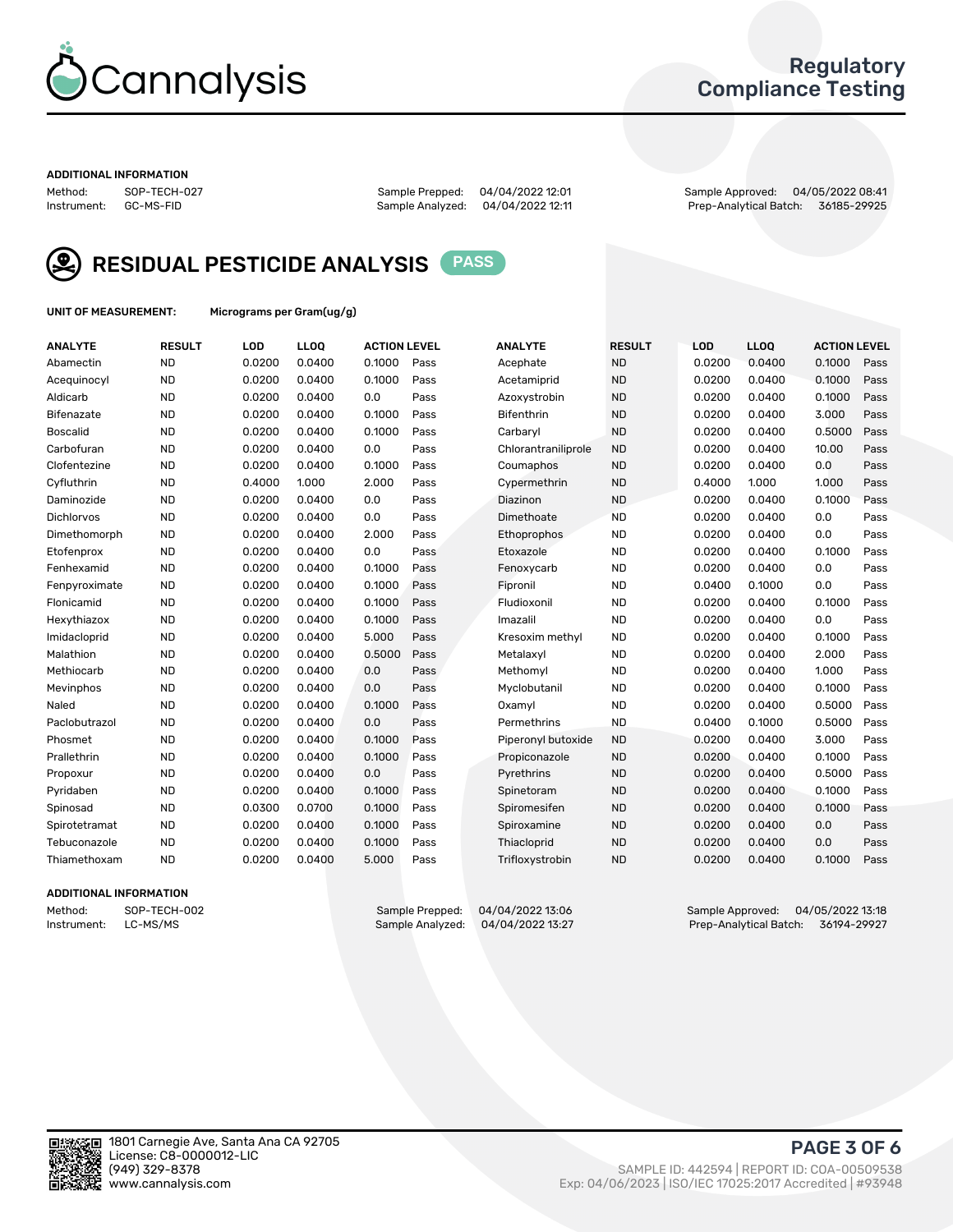# Cannalysis

## Regulatory Compliance Testing

**ADDITIONAL INFORMATION**

Method: SOP-TECH-027
Instrument: GC-MS-FID

Sample Prepped: 04/04/2022 12:01
Sample Analyzed: 04/04/2022 12:11

Sample Approved: 04/05/2022 08:41
Prep-Analytical Batch: 36185-29925

## RESIDUAL PESTICIDE ANALYSIS PASS

**UNIT OF MEASUREMENT:** Micrograms per Gram(ug/g)

| ANALYTE | RESULT | LOD | LLOQ | ACTION LEVEL | | ANALYTE | RESULT | LOD | LLOQ | ACTION LEVEL | |
|---|---|---|---|---|---|---|---|---|---|---|---|
| Abamectin | ND | 0.0200 | 0.0400 | 0.1000 | Pass | Acephate | ND | 0.0200 | 0.0400 | 0.1000 | Pass |
| Acequinocyl | ND | 0.0200 | 0.0400 | 0.1000 | Pass | Acetamiprid | ND | 0.0200 | 0.0400 | 0.1000 | Pass |
| Aldicarb | ND | 0.0200 | 0.0400 | 0.0 | Pass | Azoxystrobin | ND | 0.0200 | 0.0400 | 0.1000 | Pass |
| Bifenazate | ND | 0.0200 | 0.0400 | 0.1000 | Pass | Bifenthrin | ND | 0.0200 | 0.0400 | 3.000 | Pass |
| Boscalid | ND | 0.0200 | 0.0400 | 0.1000 | Pass | Carbaryl | ND | 0.0200 | 0.0400 | 0.5000 | Pass |
| Carbofuran | ND | 0.0200 | 0.0400 | 0.0 | Pass | Chlorantraniliprole | ND | 0.0200 | 0.0400 | 10.00 | Pass |
| Clofentezine | ND | 0.0200 | 0.0400 | 0.1000 | Pass | Coumaphos | ND | 0.0200 | 0.0400 | 0.0 | Pass |
| Cyfluthrin | ND | 0.4000 | 1.000 | 2.000 | Pass | Cypermethrin | ND | 0.4000 | 1.000 | 1.000 | Pass |
| Daminozide | ND | 0.0200 | 0.0400 | 0.0 | Pass | Diazinon | ND | 0.0200 | 0.0400 | 0.1000 | Pass |
| Dichlorvos | ND | 0.0200 | 0.0400 | 0.0 | Pass | Dimethoate | ND | 0.0200 | 0.0400 | 0.0 | Pass |
| Dimethomorph | ND | 0.0200 | 0.0400 | 2.000 | Pass | Ethoprophos | ND | 0.0200 | 0.0400 | 0.0 | Pass |
| Etofenprox | ND | 0.0200 | 0.0400 | 0.0 | Pass | Etoxazole | ND | 0.0200 | 0.0400 | 0.1000 | Pass |
| Fenhexamid | ND | 0.0200 | 0.0400 | 0.1000 | Pass | Fenoxycarb | ND | 0.0200 | 0.0400 | 0.0 | Pass |
| Fenpyroximate | ND | 0.0200 | 0.0400 | 0.1000 | Pass | Fipronil | ND | 0.0400 | 0.1000 | 0.0 | Pass |
| Flonicamid | ND | 0.0200 | 0.0400 | 0.1000 | Pass | Fludioxonil | ND | 0.0200 | 0.0400 | 0.1000 | Pass |
| Hexythiazox | ND | 0.0200 | 0.0400 | 0.1000 | Pass | Imazalil | ND | 0.0200 | 0.0400 | 0.0 | Pass |
| Imidacloprid | ND | 0.0200 | 0.0400 | 5.000 | Pass | Kresoxim methyl | ND | 0.0200 | 0.0400 | 0.1000 | Pass |
| Malathion | ND | 0.0200 | 0.0400 | 0.5000 | Pass | Metalaxyl | ND | 0.0200 | 0.0400 | 2.000 | Pass |
| Methiocarb | ND | 0.0200 | 0.0400 | 0.0 | Pass | Methomyl | ND | 0.0200 | 0.0400 | 1.000 | Pass |
| Mevinphos | ND | 0.0200 | 0.0400 | 0.0 | Pass | Myclobutanil | ND | 0.0200 | 0.0400 | 0.1000 | Pass |
| Naled | ND | 0.0200 | 0.0400 | 0.1000 | Pass | Oxamyl | ND | 0.0200 | 0.0400 | 0.5000 | Pass |
| Paclobutrazol | ND | 0.0200 | 0.0400 | 0.0 | Pass | Permethrins | ND | 0.0400 | 0.1000 | 0.5000 | Pass |
| Phosmet | ND | 0.0200 | 0.0400 | 0.1000 | Pass | Piperonyl butoxide | ND | 0.0200 | 0.0400 | 3.000 | Pass |
| Prallethrin | ND | 0.0200 | 0.0400 | 0.1000 | Pass | Propiconazole | ND | 0.0200 | 0.0400 | 0.1000 | Pass |
| Propoxur | ND | 0.0200 | 0.0400 | 0.0 | Pass | Pyrethrins | ND | 0.0200 | 0.0400 | 0.5000 | Pass |
| Pyridaben | ND | 0.0200 | 0.0400 | 0.1000 | Pass | Spinetoram | ND | 0.0200 | 0.0400 | 0.1000 | Pass |
| Spinosad | ND | 0.0300 | 0.0700 | 0.1000 | Pass | Spiromesifen | ND | 0.0200 | 0.0400 | 0.1000 | Pass |
| Spirotetramat | ND | 0.0200 | 0.0400 | 0.1000 | Pass | Spiroxamine | ND | 0.0200 | 0.0400 | 0.0 | Pass |
| Tebuconazole | ND | 0.0200 | 0.0400 | 0.1000 | Pass | Thiacloprid | ND | 0.0200 | 0.0400 | 0.0 | Pass |
| Thiamethoxam | ND | 0.0200 | 0.0400 | 5.000 | Pass | Trifloxystrobin | ND | 0.0200 | 0.0400 | 0.1000 | Pass |

**ADDITIONAL INFORMATION**

Method: SOP-TECH-002
Instrument: LC-MS/MS

Sample Prepped: 04/04/2022 13:06
Sample Analyzed: 04/04/2022 13:27

Sample Approved: 04/05/2022 13:18
Prep-Analytical Batch: 36194-29927

1801 Carnegie Ave, Santa Ana CA 92705
License: C8-0000012-LIC
(949) 329-8378
www.cannalysis.com

SAMPLE ID: 442594 | REPORT ID: COA-00509538
Exp: 04/06/2023 | ISO/IEC 17025:2017 Accredited | #93948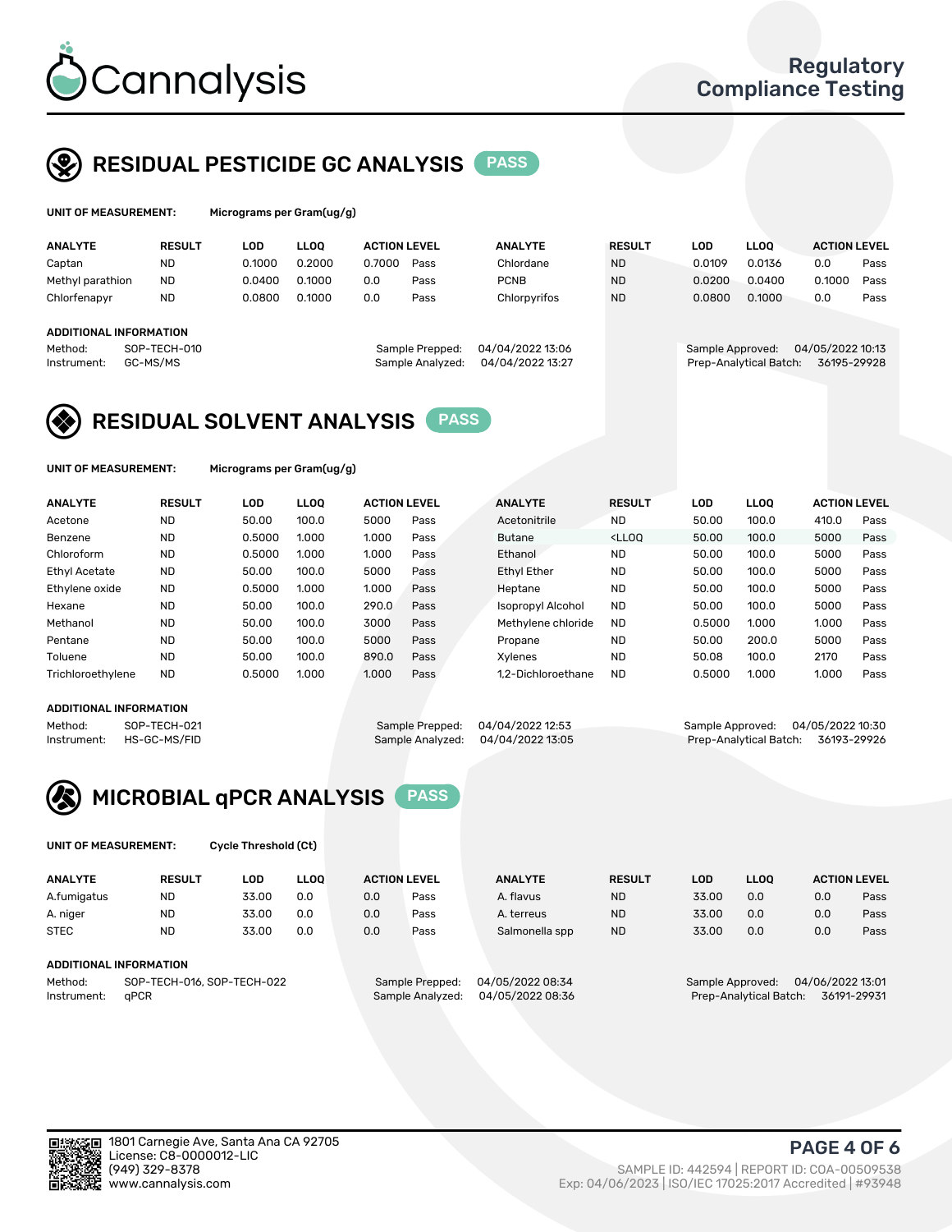# Cannalysis

**Regulatory Compliance Testing**

## RESIDUAL PESTICIDE GC ANALYSIS PASS

**UNIT OF MEASUREMENT:** Micrograms per Gram(ug/g)

| ANALYTE | RESULT | LOD | LLOQ | ACTION LEVEL | | ANALYTE | RESULT | LOD | LLOQ | ACTION LEVEL | |
|---|---|---|---|---|---|---|---|---|---|---|---|
| Captan | ND | 0.1000 | 0.2000 | 0.7000 | Pass | Chlordane | ND | 0.0109 | 0.0136 | 0.0 | Pass |
| Methyl parathion | ND | 0.0400 | 0.1000 | 0.0 | Pass | PCNB | ND | 0.0200 | 0.0400 | 0.1000 | Pass |
| Chlorfenapyr | ND | 0.0800 | 0.1000 | 0.0 | Pass | Chlorpyrifos | ND | 0.0800 | 0.1000 | 0.0 | Pass |

**ADDITIONAL INFORMATION**

Method: SOP-TECH-010
Instrument: GC-MS/MS
Sample Prepped: 04/04/2022 13:06
Sample Analyzed: 04/04/2022 13:27
Sample Approved: 04/05/2022 10:13
Prep-Analytical Batch: 36195-29928

## RESIDUAL SOLVENT ANALYSIS PASS

**UNIT OF MEASUREMENT:** Micrograms per Gram(ug/g)

| ANALYTE | RESULT | LOD | LLOQ | ACTION LEVEL | | ANALYTE | RESULT | LOD | LLOQ | ACTION LEVEL | |
|---|---|---|---|---|---|---|---|---|---|---|---|
| Acetone | ND | 50.00 | 100.0 | 5000 | Pass | Acetonitrile | ND | 50.00 | 100.0 | 410.0 | Pass |
| Benzene | ND | 0.5000 | 1.000 | 1.000 | Pass | Butane | <LLOQ | 50.00 | 100.0 | 5000 | Pass |
| Chloroform | ND | 0.5000 | 1.000 | 1.000 | Pass | Ethanol | ND | 50.00 | 100.0 | 5000 | Pass |
| Ethyl Acetate | ND | 50.00 | 100.0 | 5000 | Pass | Ethyl Ether | ND | 50.00 | 100.0 | 5000 | Pass |
| Ethylene oxide | ND | 0.5000 | 1.000 | 1.000 | Pass | Heptane | ND | 50.00 | 100.0 | 5000 | Pass |
| Hexane | ND | 50.00 | 100.0 | 290.0 | Pass | Isopropyl Alcohol | ND | 50.00 | 100.0 | 5000 | Pass |
| Methanol | ND | 50.00 | 100.0 | 3000 | Pass | Methylene chloride | ND | 0.5000 | 1.000 | 1.000 | Pass |
| Pentane | ND | 50.00 | 100.0 | 5000 | Pass | Propane | ND | 50.00 | 200.0 | 5000 | Pass |
| Toluene | ND | 50.00 | 100.0 | 890.0 | Pass | Xylenes | ND | 50.08 | 100.0 | 2170 | Pass |
| Trichloroethylene | ND | 0.5000 | 1.000 | 1.000 | Pass | 1,2-Dichloroethane | ND | 0.5000 | 1.000 | 1.000 | Pass |

**ADDITIONAL INFORMATION**

Method: SOP-TECH-021
Instrument: HS-GC-MS/FID
Sample Prepped: 04/04/2022 12:53
Sample Analyzed: 04/04/2022 13:05
Sample Approved: 04/05/2022 10:30
Prep-Analytical Batch: 36193-29926

## MICROBIAL qPCR ANALYSIS PASS

**UNIT OF MEASUREMENT:** Cycle Threshold (Ct)

| ANALYTE | RESULT | LOD | LLOQ | ACTION LEVEL | | ANALYTE | RESULT | LOD | LLOQ | ACTION LEVEL | |
|---|---|---|---|---|---|---|---|---|---|---|---|
| A.fumigatus | ND | 33.00 | 0.0 | 0.0 | Pass | A. flavus | ND | 33.00 | 0.0 | 0.0 | Pass |
| A. niger | ND | 33.00 | 0.0 | 0.0 | Pass | A. terreus | ND | 33.00 | 0.0 | 0.0 | Pass |
| STEC | ND | 33.00 | 0.0 | 0.0 | Pass | Salmonella spp | ND | 33.00 | 0.0 | 0.0 | Pass |

**ADDITIONAL INFORMATION**

Method: SOP-TECH-016, SOP-TECH-022
Instrument: qPCR
Sample Prepped: 04/05/2022 08:34
Sample Analyzed: 04/05/2022 08:36
Sample Approved: 04/06/2022 13:01
Prep-Analytical Batch: 36191-29931

1801 Carnegie Ave, Santa Ana CA 92705
License: C8-0000012-LIC
(949) 329-8378
www.cannalysis.com

SAMPLE ID: 442594 | REPORT ID: COA-00509538
Exp: 04/06/2023 | ISO/IEC 17025:2017 Accredited | #93948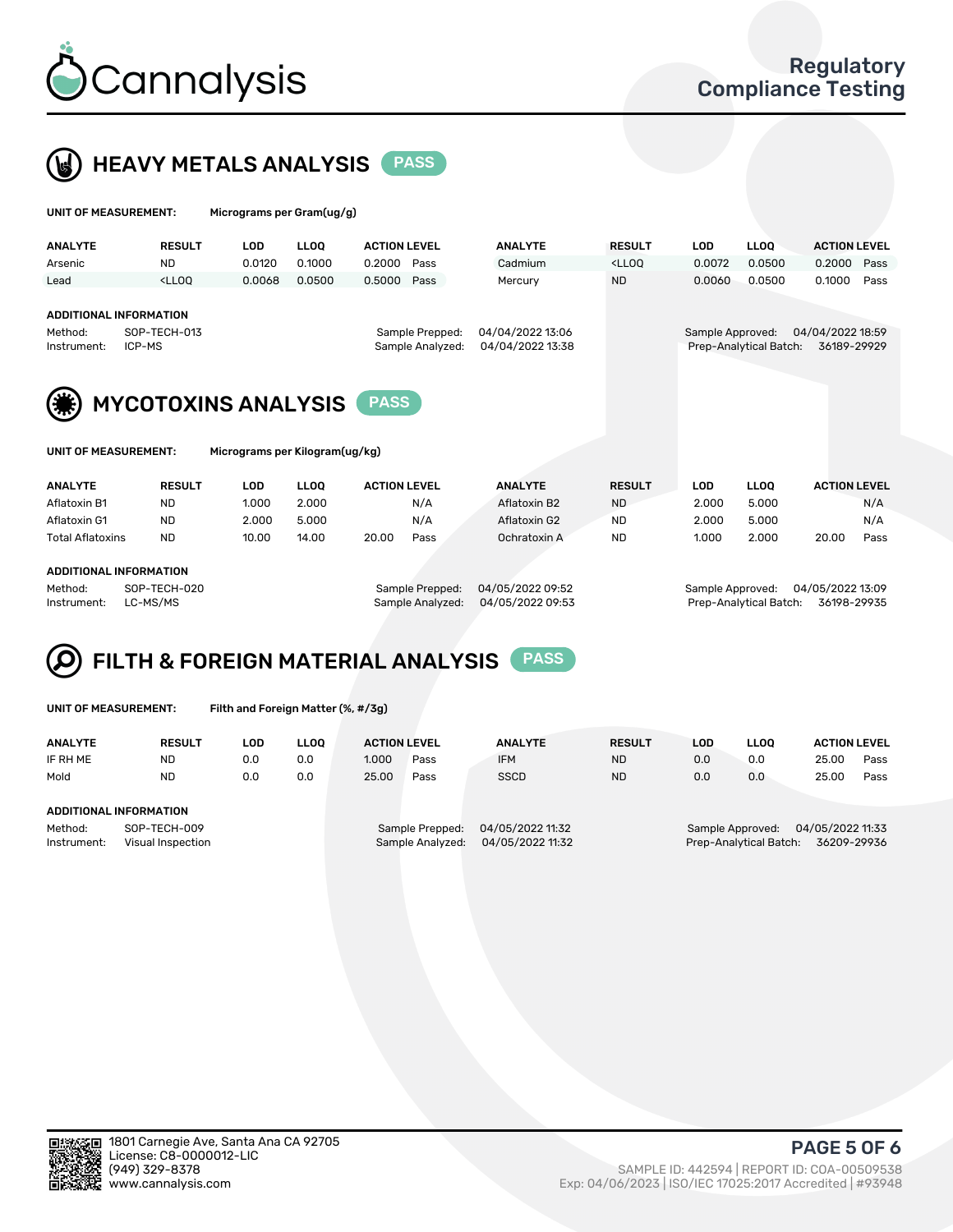# Cannalysis

Regulatory Compliance Testing

## HEAVY METALS ANALYSIS PASS

**UNIT OF MEASUREMENT:** Micrograms per Gram(ug/g)

| ANALYTE | RESULT | LOD | LLOQ | ACTION LEVEL | | ANALYTE | RESULT | LOD | LLOQ | ACTION LEVEL | |
|---|---|---|---|---|---|---|---|---|---|---|---|
| Arsenic | ND | 0.0120 | 0.1000 | 0.2000 | Pass | Cadmium | <LLOQ | 0.0072 | 0.0500 | 0.2000 | Pass |
| Lead | <LLOQ | 0.0068 | 0.0500 | 0.5000 | Pass | Mercury | ND | 0.0060 | 0.0500 | 0.1000 | Pass |

**ADDITIONAL INFORMATION**

| | | | | | |
|---|---|---|---|---|---|
| Method: | SOP-TECH-013 | Sample Prepped: | 04/04/2022 13:06 | Sample Approved: | 04/04/2022 18:59 |
| Instrument: | ICP-MS | Sample Analyzed: | 04/04/2022 13:38 | Prep-Analytical Batch: | 36189-29929 |

## MYCOTOXINS ANALYSIS PASS

**UNIT OF MEASUREMENT:** Micrograms per Kilogram(ug/kg)

| ANALYTE | RESULT | LOD | LLOQ | ACTION LEVEL | | ANALYTE | RESULT | LOD | LLOQ | ACTION LEVEL | |
|---|---|---|---|---|---|---|---|---|---|---|---|
| Aflatoxin B1 | ND | 1.000 | 2.000 | | N/A | Aflatoxin B2 | ND | 2.000 | 5.000 | | N/A |
| Aflatoxin G1 | ND | 2.000 | 5.000 | | N/A | Aflatoxin G2 | ND | 2.000 | 5.000 | | N/A |
| Total Aflatoxins | ND | 10.00 | 14.00 | 20.00 | Pass | Ochratoxin A | ND | 1.000 | 2.000 | 20.00 | Pass |

**ADDITIONAL INFORMATION**

| | | | | | |
|---|---|---|---|---|---|
| Method: | SOP-TECH-020 | Sample Prepped: | 04/05/2022 09:52 | Sample Approved: | 04/05/2022 13:09 |
| Instrument: | LC-MS/MS | Sample Analyzed: | 04/05/2022 09:53 | Prep-Analytical Batch: | 36198-29935 |

## FILTH & FOREIGN MATERIAL ANALYSIS PASS

**UNIT OF MEASUREMENT:** Filth and Foreign Matter (%, #/3g)

| ANALYTE | RESULT | LOD | LLOQ | ACTION LEVEL | | ANALYTE | RESULT | LOD | LLOQ | ACTION LEVEL | |
|---|---|---|---|---|---|---|---|---|---|---|---|
| IF RH ME | ND | 0.0 | 0.0 | 1.000 | Pass | IFM | ND | 0.0 | 0.0 | 25.00 | Pass |
| Mold | ND | 0.0 | 0.0 | 25.00 | Pass | SSCD | ND | 0.0 | 0.0 | 25.00 | Pass |

**ADDITIONAL INFORMATION**

| | | | | | |
|---|---|---|---|---|---|
| Method: | SOP-TECH-009 | Sample Prepped: | 04/05/2022 11:32 | Sample Approved: | 04/05/2022 11:33 |
| Instrument: | Visual Inspection | Sample Analyzed: | 04/05/2022 11:32 | Prep-Analytical Batch: | 36209-29936 |

1801 Carnegie Ave, Santa Ana CA 92705
License: C8-0000012-LIC
(949) 329-8378
www.cannalysis.com

SAMPLE ID: 442594 | REPORT ID: COA-00509538
Exp: 04/06/2023 | ISO/IEC 17025:2017 Accredited | #93948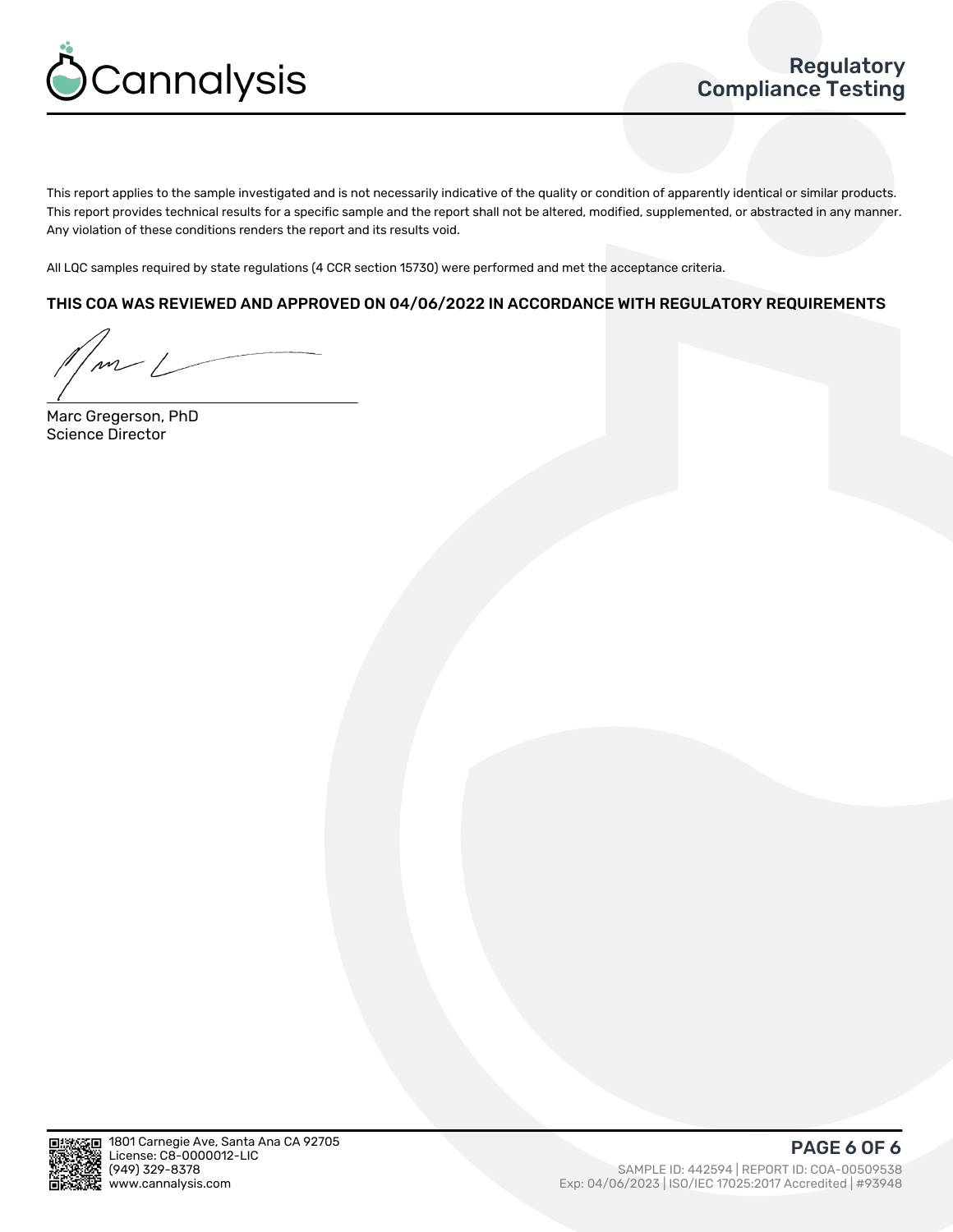This report applies to the sample investigated and is not necessarily indicative of the quality or condition of apparently identical or similar products. This report provides technical results for a specific sample and the report shall not be altered, modified, supplemented, or abstracted in any manner. Any violation of these conditions renders the report and its results void.

All LQC samples required by state regulations (4 CCR section 15730) were performed and met the acceptance criteria.

**THIS COA WAS REVIEWED AND APPROVED ON 04/06/2022 IN ACCORDANCE WITH REGULATORY REQUIREMENTS**

Marc Gregerson, PhD
Science Director